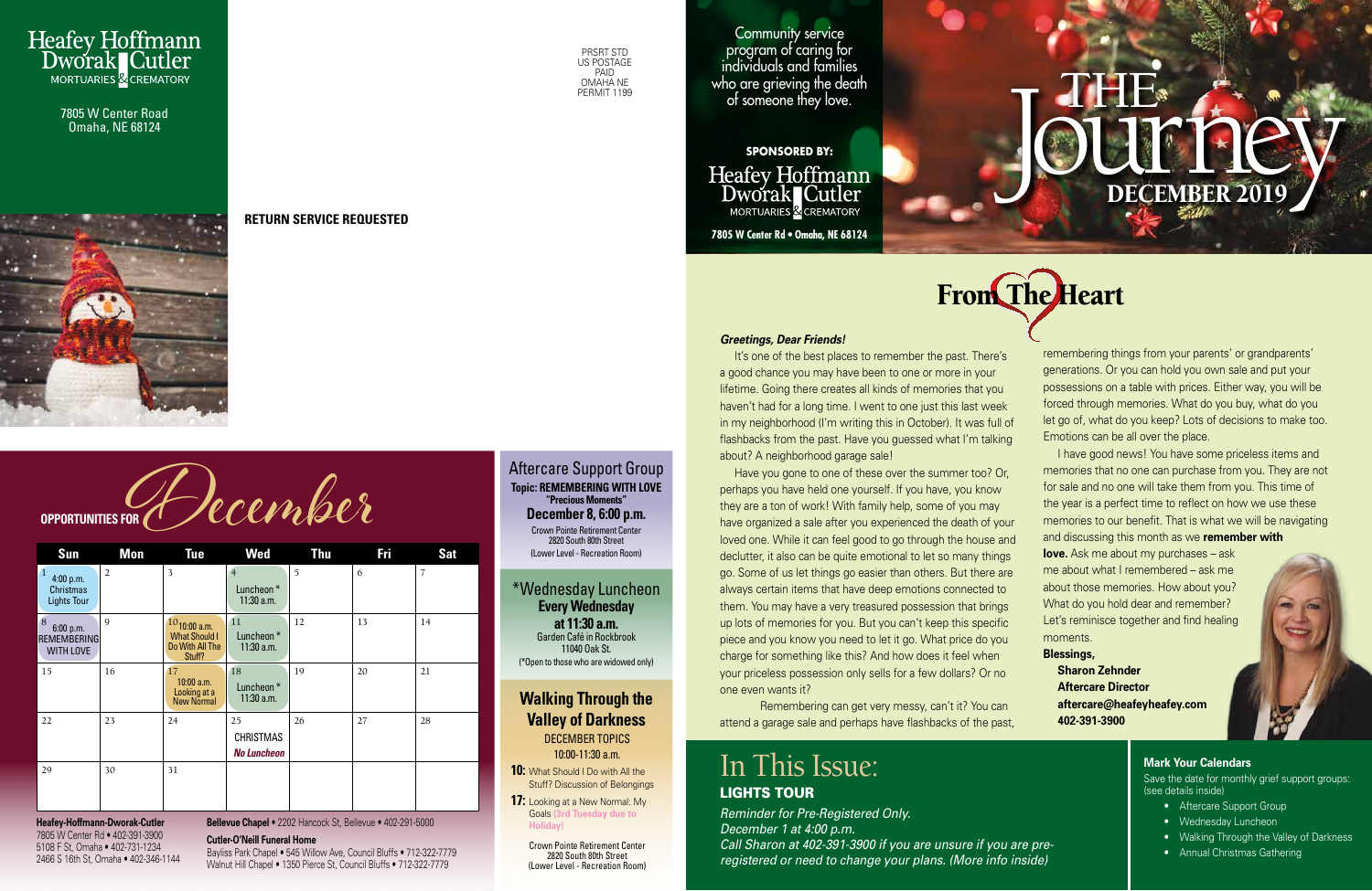# Heafey Hoffmann Dworak Cutler

MORTUARIES & CREMATORY

7805 W Center Road
Omaha, NE 68124

PRSRT STD
US POSTAGE
PAID
OMAHA NE
PERMIT 1199

**RETURN SERVICE REQUESTED**

## OPPORTUNITIES FOR December

| Sun | Mon | Tue | Wed | Thu | Fri | Sat |
|---|---|---|---|---|---|---|
| 1 4:00 p.m. Christmas Lights Tour | 2 | 3 | 4 Luncheon * 11:30 a.m. | 5 | 6 | 7 |
| 8 6:00 p.m. REMEMBERING WITH LOVE | 9 | 10 10:00 a.m. What Should I Do With All The Stuff? | 11 Luncheon * 11:30 a.m. | 12 | 13 | 14 |
| 15 | 16 | 17 10:00 a.m. Looking at a New Normal | 18 Luncheon * 11:30 a.m. | 19 | 20 | 21 |
| 22 | 23 | 24 | 25 CHRISTMAS *No Luncheon* | 26 | 27 | 28 |
| 29 | 30 | 31 | | | | |

**Heafey-Hoffmann-Dworak-Cutler**
7805 W Center Rd • 402-391-3900
5108 F St, Omaha • 402-731-1234
2466 S 16th St, Omaha • 402-346-1144

**Bellevue Chapel** • 2202 Hancock St, Bellevue • 402-291-5000

**Cutler-O'Neill Funeral Home**
Bayliss Park Chapel • 545 Willow Ave, Council Bluffs • 712-322-7779
Walnut Hill Chapel • 1350 Pierce St, Council Bluffs • 712-322-7779

### Aftercare Support Group

**Topic: REMEMBERING WITH LOVE**
**"Precious Moments"**
**December 8, 6:00 p.m.**
Crown Pointe Retirement Center
2820 South 80th Street
(Lower Level - Recreation Room)

### *Wednesday Luncheon

**Every Wednesday**
**at 11:30 a.m.**
Garden Café in Rockbrook
11040 Oak St.
(*Open to those who are widowed only)

### Walking Through the Valley of Darkness

DECEMBER TOPICS
10:00-11:30 a.m.

- **10:** What Should I Do with All the Stuff? Discussion of Belongings
- **17:** Looking at a New Normal: My Goals (3rd Tuesday due to Holiday)

Crown Pointe Retirement Center
2820 South 80th Street
(Lower Level - Recreation Room)

Community service program of caring for individuals and families who are grieving the death of someone they love.

**SPONSORED BY:**
Heafey Hoffmann Dworak Cutler
MORTUARIES & CREMATORY
**7805 W Center Rd • Omaha, NE 68124**

# THE Journey

## DECEMBER 2019

## From The Heart

***Greetings, Dear Friends!***

It's one of the best places to remember the past. There's a good chance you may have been to one or more in your lifetime. Going there creates all kinds of memories that you haven't had for a long time. I went to one just this last week in my neighborhood (I'm writing this in October). It was full of flashbacks from the past. Have you guessed what I'm talking about? A neighborhood garage sale!

Have you gone to one of these over the summer too? Or, perhaps you have held one yourself. If you have, you know they are a ton of work! With family help, some of you may have organized a sale after you experienced the death of your loved one. While it can feel good to go through the house and declutter, it also can be quite emotional to let so many things go. Some of us let things go easier than others. But there are always certain items that have deep emotions connected to them. You may have a very treasured possession that brings up lots of memories for you. But you can't keep this specific piece and you know you need to let it go. What price do you charge for something like this? And how does it feel when your priceless possession only sells for a few dollars? Or no one even wants it?

Remembering can get very messy, can't it? You can attend a garage sale and perhaps have flashbacks of the past, remembering things from your parents' or grandparents' generations. Or you can hold you own sale and put your possessions on a table with prices. Either way, you will be forced through memories. What do you buy, what do you let go of, what do you keep? Lots of decisions to make too. Emotions can be all over the place.

I have good news! You have some priceless items and memories that no one can purchase from you. They are not for sale and no one will take them from you. This time of the year is a perfect time to reflect on how we use these memories to our benefit. That is what we will be navigating and discussing this month as we **remember with love.** Ask me about my purchases – ask me about what I remembered – ask me about those memories. How about you? What do you hold dear and remember? Let's reminisce together and find healing moments.

**Blessings,**
**Sharon Zehnder**
**Aftercare Director**
**aftercare@heafeyheafey.com**
**402-391-3900**

## In This Issue:

### LIGHTS TOUR

*Reminder for Pre-Registered Only.*
*December 1 at 4:00 p.m.*
*Call Sharon at 402-391-3900 if you are unsure if you are pre-registered or need to change your plans. (More info inside)*

### Mark Your Calendars

Save the date for monthly grief support groups: (see details inside)

- Aftercare Support Group
- Wednesday Luncheon
- Walking Through the Valley of Darkness
- Annual Christmas Gathering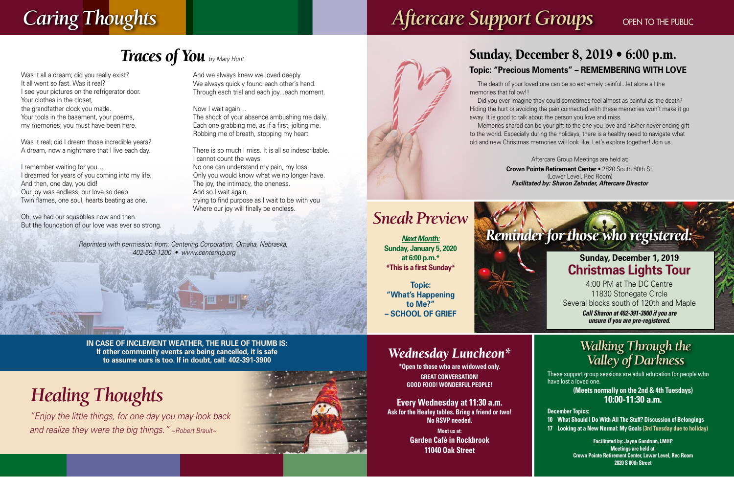# Caring Thoughts

## Traces of You *by Mary Hunt*

Was it all a dream; did you really exist?
It all went so fast. Was it real?
I see your pictures on the refrigerator door.
Your clothes in the closet,
the grandfather clock you made.
Your tools in the basement, your poems,
my memories; you must have been here.

Was it real; did I dream those incredible years?
A dream, now a nightmare that I live each day.

I remember waiting for you…
I dreamed for years of you coming into my life.
And then, one day, you did!
Our joy was endless; our love so deep.
Twin flames, one soul, hearts beating as one.

Oh, we had our squabbles now and then.
But the foundation of our love was ever so strong.

And we always knew we loved deeply.
We always quickly found each other's hand.
Through each trial and each joy...each moment.

Now I wait again…
The shock of your absence ambushing me daily.
Each one grabbing me, as if a first, jolting me.
Robbing me of breath, stopping my heart.

There is so much I miss. It is all so indescribable.
I cannot count the ways.
No one can understand my pain, my loss
Only you would know what we no longer have.
The joy, the intimacy, the oneness.
And so I wait again,
trying to find purpose as I wait to be with you
Where our joy will finally be endless.

*Reprinted with permission from: Centering Corporation, Omaha, Nebraska, 402-553-1200 • www.centering.org*

**IN CASE OF INCLEMENT WEATHER, THE RULE OF THUMB IS: If other community events are being cancelled, it is safe to assume ours is too. If in doubt, call: 402-391-3900**

# Healing Thoughts

*"Enjoy the little things, for one day you may look back and realize they were the big things." ~Robert Brault~*

# Aftercare Support Groups

OPEN TO THE PUBLIC

## Sunday, December 8, 2019 • 6:00 p.m.

### Topic: "Precious Moments" – REMEMBERING WITH LOVE

The death of your loved one can be so extremely painful...let alone all the memories that follow!!

Did you ever imagine they could sometimes feel almost as painful as the death? Hiding the hurt or avoiding the pain connected with these memories won't make it go away. It is good to talk about the person you love and miss.

Memories shared can be your gift to the one you love and his/her never-ending gift to the world. Especially during the holidays, there is a healthy need to navigate what old and new Christmas memories will look like. Let's explore together! Join us.

Aftercare Group Meetings are held at:
**Crown Pointe Retirement Center** • 2820 South 80th St.
(Lower Level, Rec Room)
***Facilitated by: Sharon Zehnder, Aftercare Director***

## Sneak Preview

***Next Month:***
**Sunday, January 5, 2020 at 6:00 p.m.\***
**\*This is a first Sunday\***

**Topic: "What's Happening to Me?" – SCHOOL OF GRIEF**

## Reminder for those who registered:

**Sunday, December 1, 2019**

### Christmas Lights Tour

4:00 PM at The DC Centre
11830 Stonegate Circle
Several blocks south of 120th and Maple
***Call Sharon at 402-391-3900 if you are unsure if you are pre-registered.***

## Wednesday Luncheon*

**\*Open to those who are widowed only.**

**GREAT CONVERSATION!**
**GOOD FOOD! WONDERFUL PEOPLE!**

**Every Wednesday at 11:30 a.m.**
**Ask for the Heafey tables. Bring a friend or two! No RSVP needed.**

**Meet us at:**
**Garden Café in Rockbrook**
**11040 Oak Street**

## Walking Through the Valley of Darkness

These support group sessions are adult education for people who have lost a loved one.

**(Meets normally on the 2nd & 4th Tuesdays)**
**10:00-11:30 a.m.**

**December Topics:**

- **10 What Should I Do With All The Stuff? Discussion of Belongings**
- **17 Looking at a New Normal: My Goals (3rd Tuesday due to holiday)**

**Facilitated by: Jayne Gundrum, LMHP**
**Meetings are held at:**
**Crown Pointe Retirement Center, Lower Level, Rec Room**
**2820 S 80th Street**